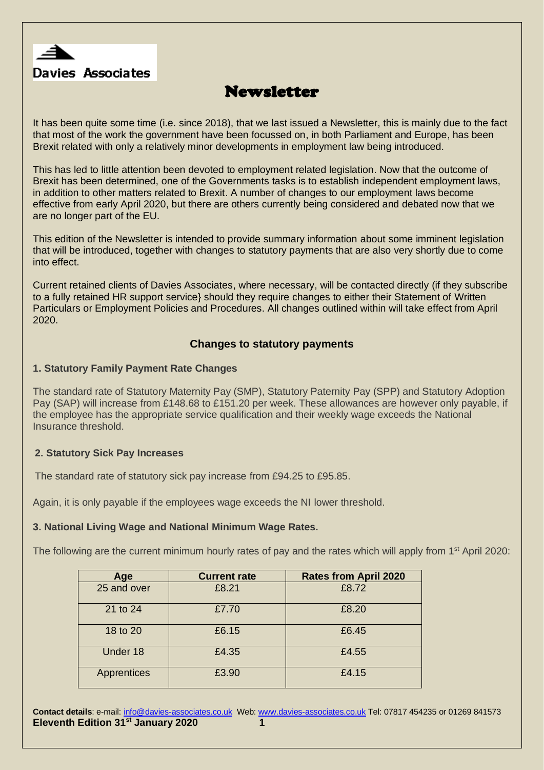Davies Associates

# Newsletter

It has been quite some time (i.e. since 2018), that we last issued a Newsletter, this is mainly due to the fact that most of the work the government have been focussed on, in both Parliament and Europe, has been Brexit related with only a relatively minor developments in employment law being introduced.

This has led to little attention been devoted to employment related legislation. Now that the outcome of Brexit has been determined, one of the Governments tasks is to establish independent employment laws, in addition to other matters related to Brexit. A number of changes to our employment laws become effective from early April 2020, but there are others currently being considered and debated now that we are no longer part of the EU.

This edition of the Newsletter is intended to provide summary information about some imminent legislation that will be introduced, together with changes to statutory payments that are also very shortly due to come into effect.

Current retained clients of Davies Associates, where necessary, will be contacted directly (if they subscribe to a fully retained HR support service} should they require changes to either their Statement of Written Particulars or Employment Policies and Procedures. All changes outlined within will take effect from April 2020.

## Changes to statutory payments

### 1. Statutory Family Payment Rate Changes

The standard rate of Statutory Maternity Pay (SMP), Statutory Paternity Pay (SPP) and Statutory Adoption Pay (SAP) will increase from £148.68 to £151.20 per week. These allowances are however only payable, if the employee has the appropriate service qualification and their weekly wage exceeds the National Insurance threshold.

### 2. Statutory Sick Pay Increases

The standard rate of statutory sick pay increase from £94.25 to £95.85.

Again, it is only payable if the employees wage exceeds the NI lower threshold.

### 3. National Living Wage and National Minimum Wage Rates.

The following are the current minimum hourly rates of pay and the rates which will apply from 1st April 2020:

| Age | Current rate | Rates from April 2020 |
|---|---|---|
| 25 and over | £8.21 | £8.72 |
| 21 to 24 | £7.70 | £8.20 |
| 18 to 20 | £6.15 | £6.45 |
| Under 18 | £4.35 | £4.55 |
| Apprentices | £3.90 | £4.15 |

**Contact details**: e-mail: info@davies-associates.co.uk Web: www.davies-associates.co.uk Tel: 07817 454235 or 01269 841573

**Eleventh Edition 31st January 2020**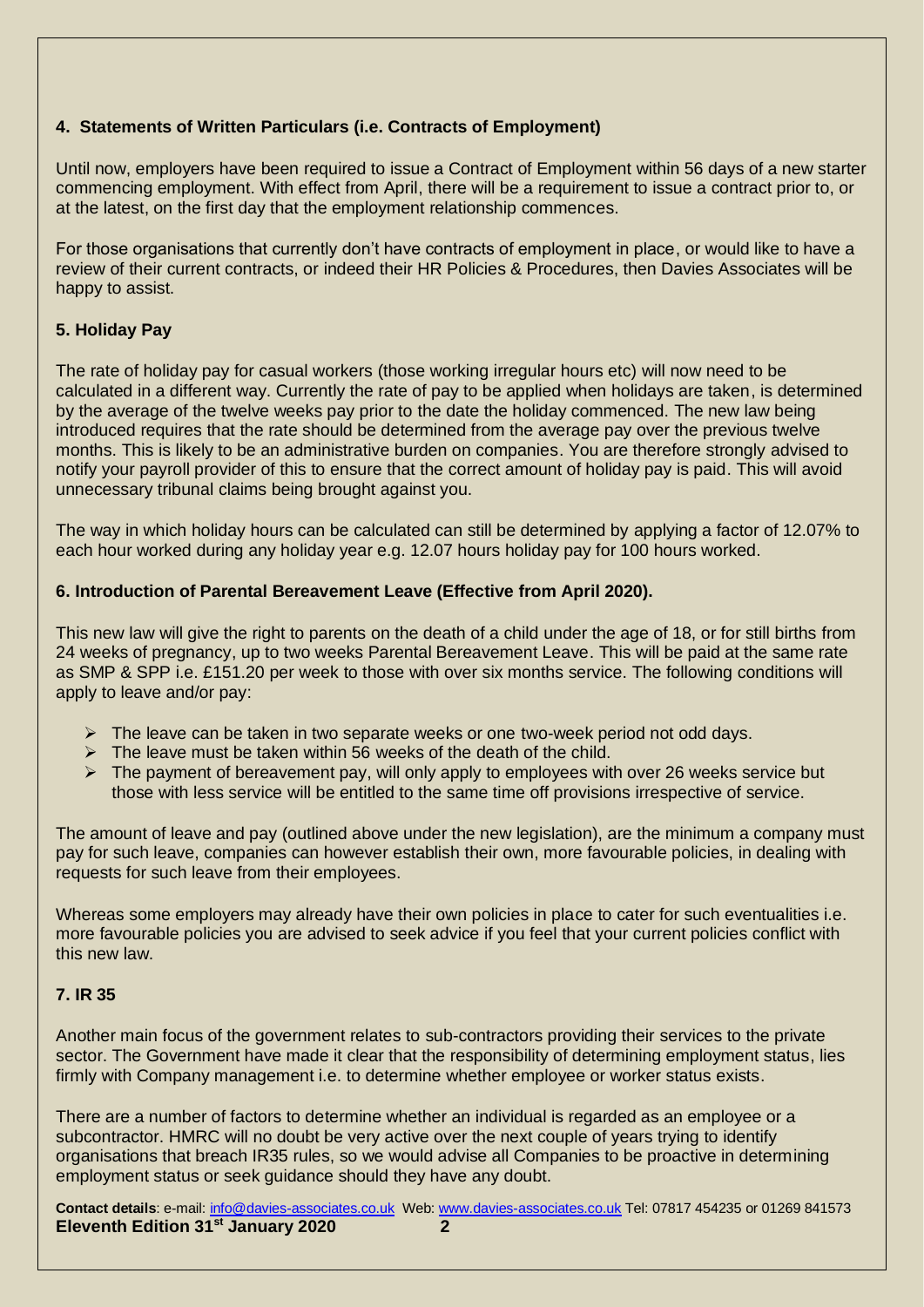### 4. Statements of Written Particulars (i.e. Contracts of Employment)

Until now, employers have been required to issue a Contract of Employment within 56 days of a new starter commencing employment. With effect from April, there will be a requirement to issue a contract prior to, or at the latest, on the first day that the employment relationship commences.

For those organisations that currently don't have contracts of employment in place, or would like to have a review of their current contracts, or indeed their HR Policies & Procedures, then Davies Associates will be happy to assist.

### 5. Holiday Pay

The rate of holiday pay for casual workers (those working irregular hours etc) will now need to be calculated in a different way. Currently the rate of pay to be applied when holidays are taken, is determined by the average of the twelve weeks pay prior to the date the holiday commenced. The new law being introduced requires that the rate should be determined from the average pay over the previous twelve months. This is likely to be an administrative burden on companies. You are therefore strongly advised to notify your payroll provider of this to ensure that the correct amount of holiday pay is paid. This will avoid unnecessary tribunal claims being brought against you.

The way in which holiday hours can be calculated can still be determined by applying a factor of 12.07% to each hour worked during any holiday year e.g. 12.07 hours holiday pay for 100 hours worked.

### 6. Introduction of Parental Bereavement Leave (Effective from April 2020).

This new law will give the right to parents on the death of a child under the age of 18, or for still births from 24 weeks of pregnancy, up to two weeks Parental Bereavement Leave. This will be paid at the same rate as SMP & SPP i.e. £151.20 per week to those with over six months service. The following conditions will apply to leave and/or pay:

- The leave can be taken in two separate weeks or one two-week period not odd days.
- The leave must be taken within 56 weeks of the death of the child.
- The payment of bereavement pay, will only apply to employees with over 26 weeks service but those with less service will be entitled to the same time off provisions irrespective of service.

The amount of leave and pay (outlined above under the new legislation), are the minimum a company must pay for such leave, companies can however establish their own, more favourable policies, in dealing with requests for such leave from their employees.

Whereas some employers may already have their own policies in place to cater for such eventualities i.e. more favourable policies you are advised to seek advice if you feel that your current policies conflict with this new law.

### 7. IR 35

Another main focus of the government relates to sub-contractors providing their services to the private sector. The Government have made it clear that the responsibility of determining employment status, lies firmly with Company management i.e. to determine whether employee or worker status exists.

There are a number of factors to determine whether an individual is regarded as an employee or a subcontractor. HMRC will no doubt be very active over the next couple of years trying to identify organisations that breach IR35 rules, so we would advise all Companies to be proactive in determining employment status or seek guidance should they have any doubt.

**Contact details**: e-mail: info@davies-associates.co.uk Web: www.davies-associates.co.uk Tel: 07817 454235 or 01269 841573
**Eleventh Edition 31st January 2020**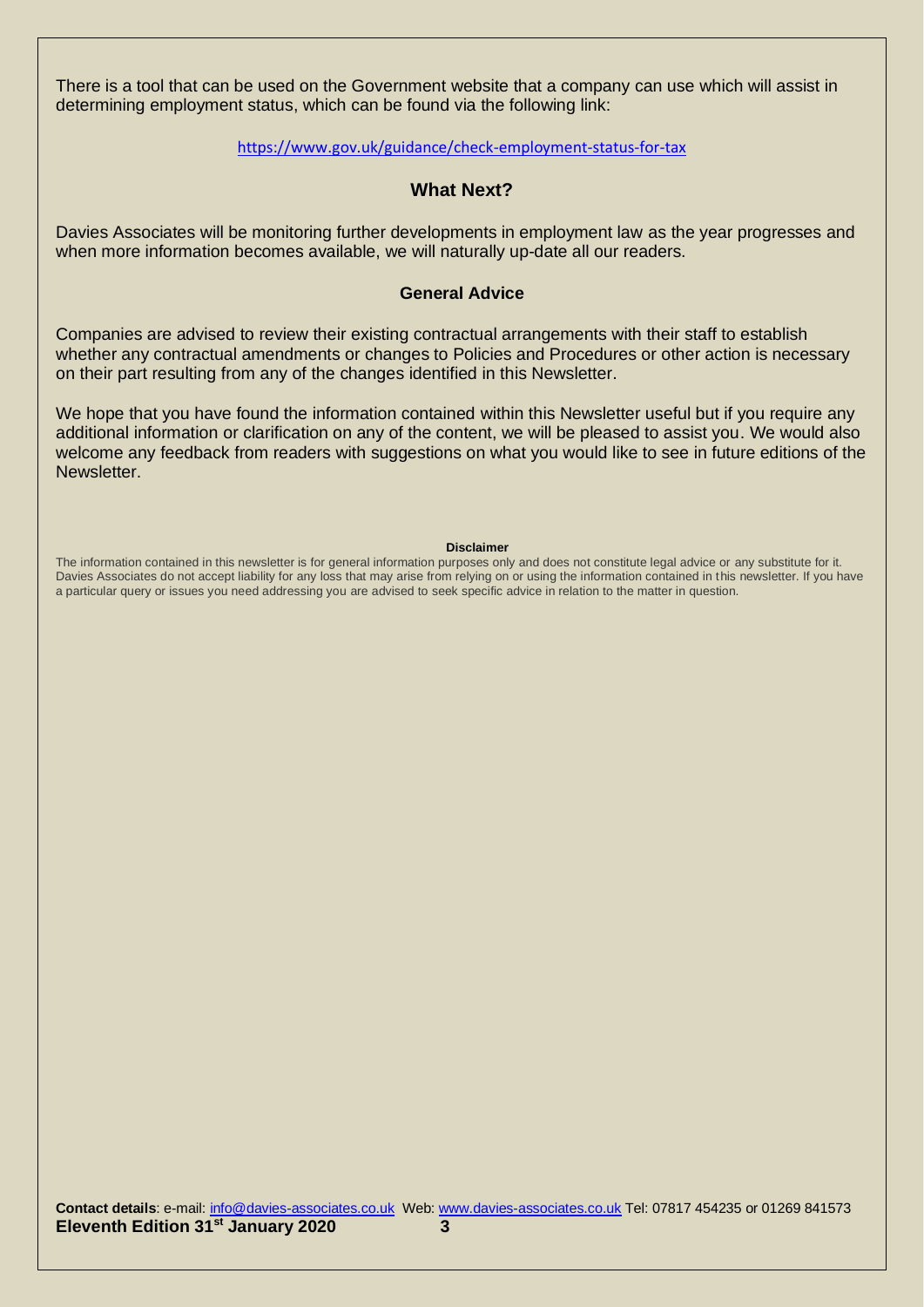There is a tool that can be used on the Government website that a company can use which will assist in determining employment status, which can be found via the following link:

https://www.gov.uk/guidance/check-employment-status-for-tax

## What Next?

Davies Associates will be monitoring further developments in employment law as the year progresses and when more information becomes available, we will naturally up-date all our readers.

### General Advice

Companies are advised to review their existing contractual arrangements with their staff to establish whether any contractual amendments or changes to Policies and Procedures or other action is necessary on their part resulting from any of the changes identified in this Newsletter.

We hope that you have found the information contained within this Newsletter useful but if you require any additional information or clarification on any of the content, we will be pleased to assist you. We would also welcome any feedback from readers with suggestions on what you would like to see in future editions of the Newsletter.

**Disclaimer**

The information contained in this newsletter is for general information purposes only and does not constitute legal advice or any substitute for it. Davies Associates do not accept liability for any loss that may arise from relying on or using the information contained in this newsletter. If you have a particular query or issues you need addressing you are advised to seek specific advice in relation to the matter in question.

**Contact details**: e-mail: info@davies-associates.co.uk Web: www.davies-associates.co.uk Tel: 07817 454235 or 01269 841573

**Eleventh Edition 31st January 2020**